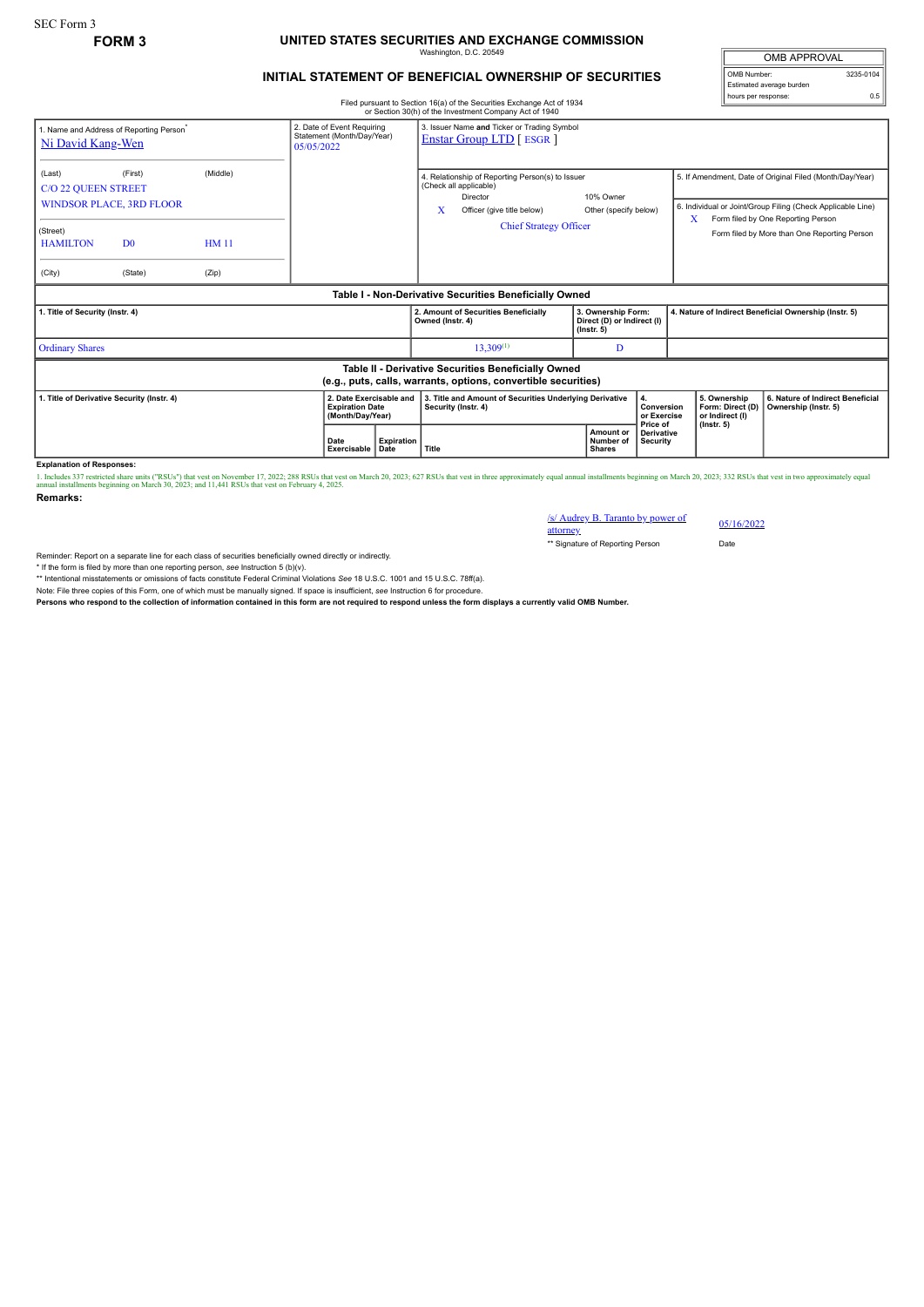SEC Form 3

**FORM 3**

# UNITED STATES SECURITIES AND EXCHANGE COMMISSION

Washington, D.C. 20549

## INITIAL STATEMENT OF BENEFICIAL OWNERSHIP OF SECURITIES

Filed pursuant to Section 16(a) of the Securities Exchange Act of 1934 or Section 30(h) of the Investment Company Act of 1940

| OMB APPROVAL | |
|---|---|
| OMB Number: | 3235-0104 |
| Estimated average burden hours per response: | 0.5 |

1. Name and Address of Reporting Person*
Ni David Kang-Wen

(Last) (First) (Middle)
C/O 22 QUEEN STREET
WINDSOR PLACE, 3RD FLOOR

(Street)
HAMILTON D0 HM 11

(City) (State) (Zip)

2. Date of Event Requiring Statement (Month/Day/Year)
05/05/2022

3. Issuer Name and Ticker or Trading Symbol
Enstar Group LTD [ ESGR ]

4. Relationship of Reporting Person(s) to Issuer (Check all applicable)
Director
10% Owner
X Officer (give title below)
Other (specify below)
Chief Strategy Officer

5. If Amendment, Date of Original Filed (Month/Day/Year)

6. Individual or Joint/Group Filing (Check Applicable Line)
X Form filed by One Reporting Person
Form filed by More than One Reporting Person

**Table I - Non-Derivative Securities Beneficially Owned**

| 1. Title of Security (Instr. 4) | 2. Amount of Securities Beneficially Owned (Instr. 4) | 3. Ownership Form: Direct (D) or Indirect (I) (Instr. 5) | 4. Nature of Indirect Beneficial Ownership (Instr. 5) |
|---|---|---|---|
| Ordinary Shares | 13,309[(1)] | D | |

**Table II - Derivative Securities Beneficially Owned (e.g., puts, calls, warrants, options, convertible securities)**

| 1. Title of Derivative Security (Instr. 4) | 2. Date Exercisable and Expiration Date (Month/Day/Year) | | 3. Title and Amount of Securities Underlying Derivative Security (Instr. 4) | | 4. Conversion or Exercise Price of Derivative Security | 5. Ownership Form: Direct (D) or Indirect (I) (Instr. 5) | 6. Nature of Indirect Beneficial Ownership (Instr. 5) |
|---|---|---|---|---|---|---|---|
| | Date Exercisable | Expiration Date | Title | Amount or Number of Shares | | | |

**Explanation of Responses:**

1. Includes 337 restricted share units ("RSUs") that vest on November 17, 2022; 288 RSUs that vest on March 20, 2023; 627 RSUs that vest in three approximately equal annual installments beginning on March 20, 2023; 332 RSUs that vest in two approximately equal annual installments beginning on March 30, 2023; and 11,441 RSUs that vest on February 4, 2025.

**Remarks:**

/s/ Audrey B. Taranto by power of attorney 05/16/2022

** Signature of Reporting Person Date

Reminder: Report on a separate line for each class of securities beneficially owned directly or indirectly.

* If the form is filed by more than one reporting person, *see* Instruction 5 (b)(v).

** Intentional misstatements or omissions of facts constitute Federal Criminal Violations *See* 18 U.S.C. 1001 and 15 U.S.C. 78ff(a).

Note: File three copies of this Form, one of which must be manually signed. If space is insufficient, *see* Instruction 6 for procedure.

**Persons who respond to the collection of information contained in this form are not required to respond unless the form displays a currently valid OMB Number.**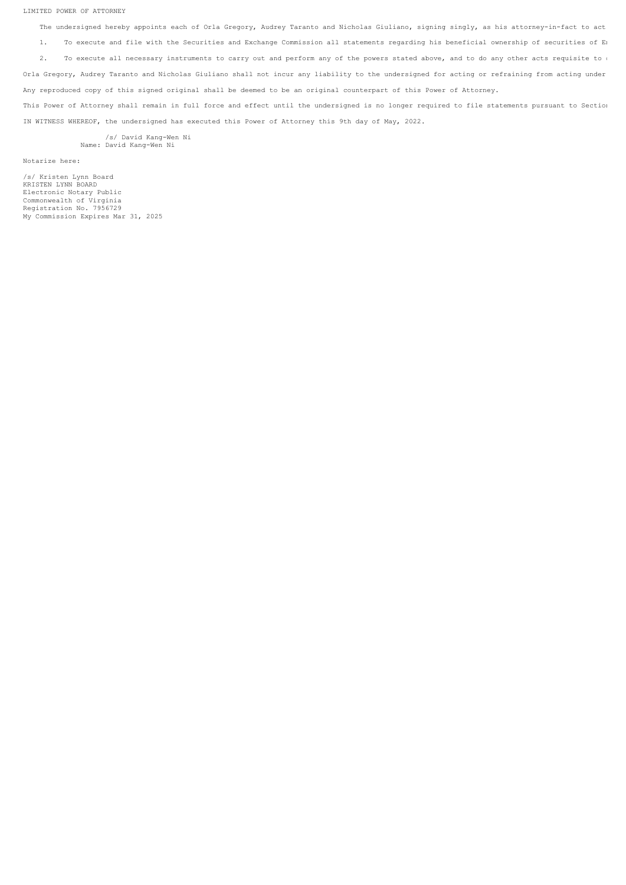LIMITED POWER OF ATTORNEY

The undersigned hereby appoints each of Orla Gregory, Audrey Taranto and Nicholas Giuliano, signing singly, as his attorney-in-fact to act

1. To execute and file with the Securities and Exchange Commission all statements regarding his beneficial ownership of securities of E

2. To execute all necessary instruments to carry out and perform any of the powers stated above, and to do any other acts requisite to

Orla Gregory, Audrey Taranto and Nicholas Giuliano shall not incur any liability to the undersigned for acting or refraining from acting under

Any reproduced copy of this signed original shall be deemed to be an original counterpart of this Power of Attorney.

This Power of Attorney shall remain in full force and effect until the undersigned is no longer required to file statements pursuant to Section

IN WITNESS WHEREOF, the undersigned has executed this Power of Attorney this 9th day of May, 2022.

/s/ David Kang-Wen Ni
Name: David Kang-Wen Ni

Notarize here:

/s/ Kristen Lynn Board
KRISTEN LYNN BOARD
Electronic Notary Public
Commonwealth of Virginia
Registration No. 7956729
My Commission Expires Mar 31, 2025